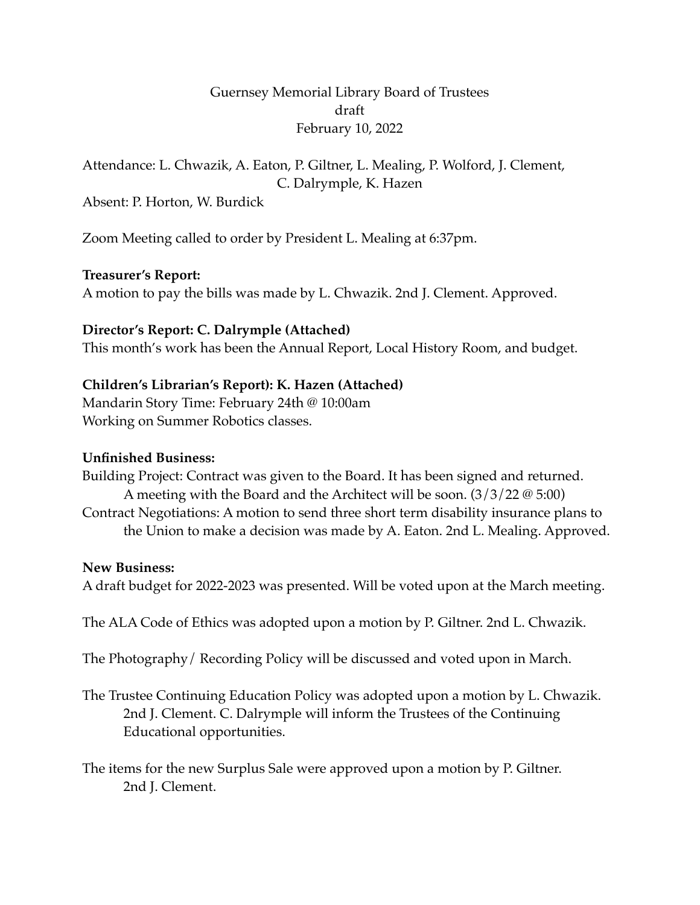Guernsey Memorial Library Board of Trustees
draft
February 10, 2022

Attendance: L. Chwazik, A. Eaton, P. Giltner, L. Mealing, P. Wolford, J. Clement, C. Dalrymple, K. Hazen

Absent: P. Horton, W. Burdick

Zoom Meeting called to order by President L. Mealing at 6:37pm.

**Treasurer's Report:**

A motion to pay the bills was made by L. Chwazik. 2nd J. Clement. Approved.

**Director's Report: C. Dalrymple (Attached)**

This month's work has been the Annual Report, Local History Room, and budget.

**Children's Librarian's Report): K. Hazen (Attached)**

Mandarin Story Time: February 24th @ 10:00am
Working on Summer Robotics classes.

**Unfinished Business:**

Building Project: Contract was given to the Board. It has been signed and returned. A meeting with the Board and the Architect will be soon. (3/3/22 @ 5:00)

Contract Negotiations: A motion to send three short term disability insurance plans to the Union to make a decision was made by A. Eaton. 2nd L. Mealing. Approved.

**New Business:**

A draft budget for 2022-2023 was presented. Will be voted upon at the March meeting.

The ALA Code of Ethics was adopted upon a motion by P. Giltner. 2nd L. Chwazik.

The Photography/ Recording Policy will be discussed and voted upon in March.

The Trustee Continuing Education Policy was adopted upon a motion by L. Chwazik. 2nd J. Clement. C. Dalrymple will inform the Trustees of the Continuing Educational opportunities.

The items for the new Surplus Sale were approved upon a motion by P. Giltner. 2nd J. Clement.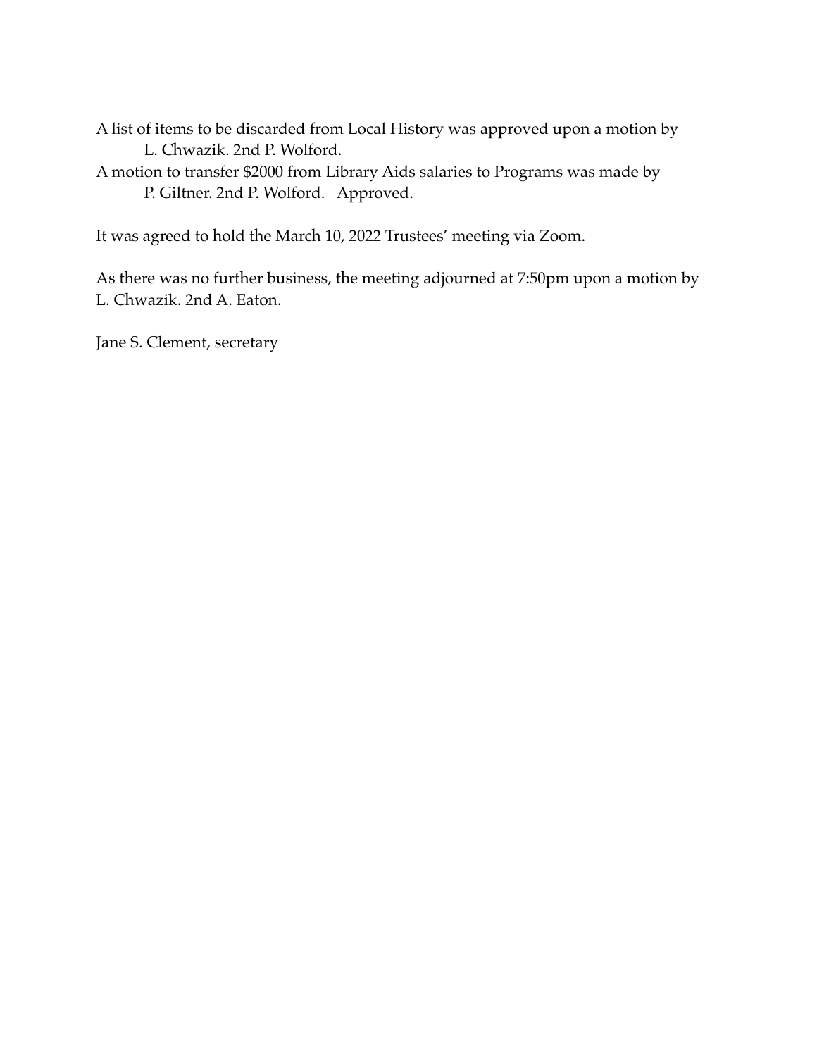A list of items to be discarded from Local History was approved upon a motion by L. Chwazik. 2nd P. Wolford.

A motion to transfer $2000 from Library Aids salaries to Programs was made by P. Giltner. 2nd P. Wolford. Approved.

It was agreed to hold the March 10, 2022 Trustees' meeting via Zoom.

As there was no further business, the meeting adjourned at 7:50pm upon a motion by L. Chwazik. 2nd A. Eaton.

Jane S. Clement, secretary